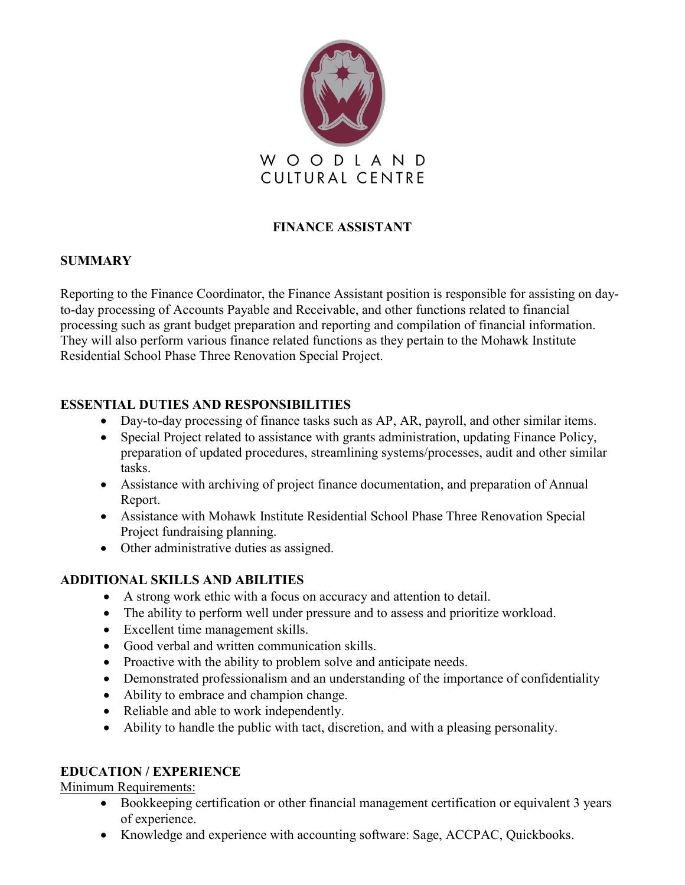WOODLAND CULTURAL CENTRE

# FINANCE ASSISTANT

## SUMMARY

Reporting to the Finance Coordinator, the Finance Assistant position is responsible for assisting on day-to-day processing of Accounts Payable and Receivable, and other functions related to financial processing such as grant budget preparation and reporting and compilation of financial information. They will also perform various finance related functions as they pertain to the Mohawk Institute Residential School Phase Three Renovation Special Project.

## ESSENTIAL DUTIES AND RESPONSIBILITIES

- Day-to-day processing of finance tasks such as AP, AR, payroll, and other similar items.
- Special Project related to assistance with grants administration, updating Finance Policy, preparation of updated procedures, streamlining systems/processes, audit and other similar tasks.
- Assistance with archiving of project finance documentation, and preparation of Annual Report.
- Assistance with Mohawk Institute Residential School Phase Three Renovation Special Project fundraising planning.
- Other administrative duties as assigned.

## ADDITIONAL SKILLS AND ABILITIES

- A strong work ethic with a focus on accuracy and attention to detail.
- The ability to perform well under pressure and to assess and prioritize workload.
- Excellent time management skills.
- Good verbal and written communication skills.
- Proactive with the ability to problem solve and anticipate needs.
- Demonstrated professionalism and an understanding of the importance of confidentiality
- Ability to embrace and champion change.
- Reliable and able to work independently.
- Ability to handle the public with tact, discretion, and with a pleasing personality.

## EDUCATION / EXPERIENCE

Minimum Requirements:

- Bookkeeping certification or other financial management certification or equivalent 3 years of experience.
- Knowledge and experience with accounting software: Sage, ACCPAC, Quickbooks.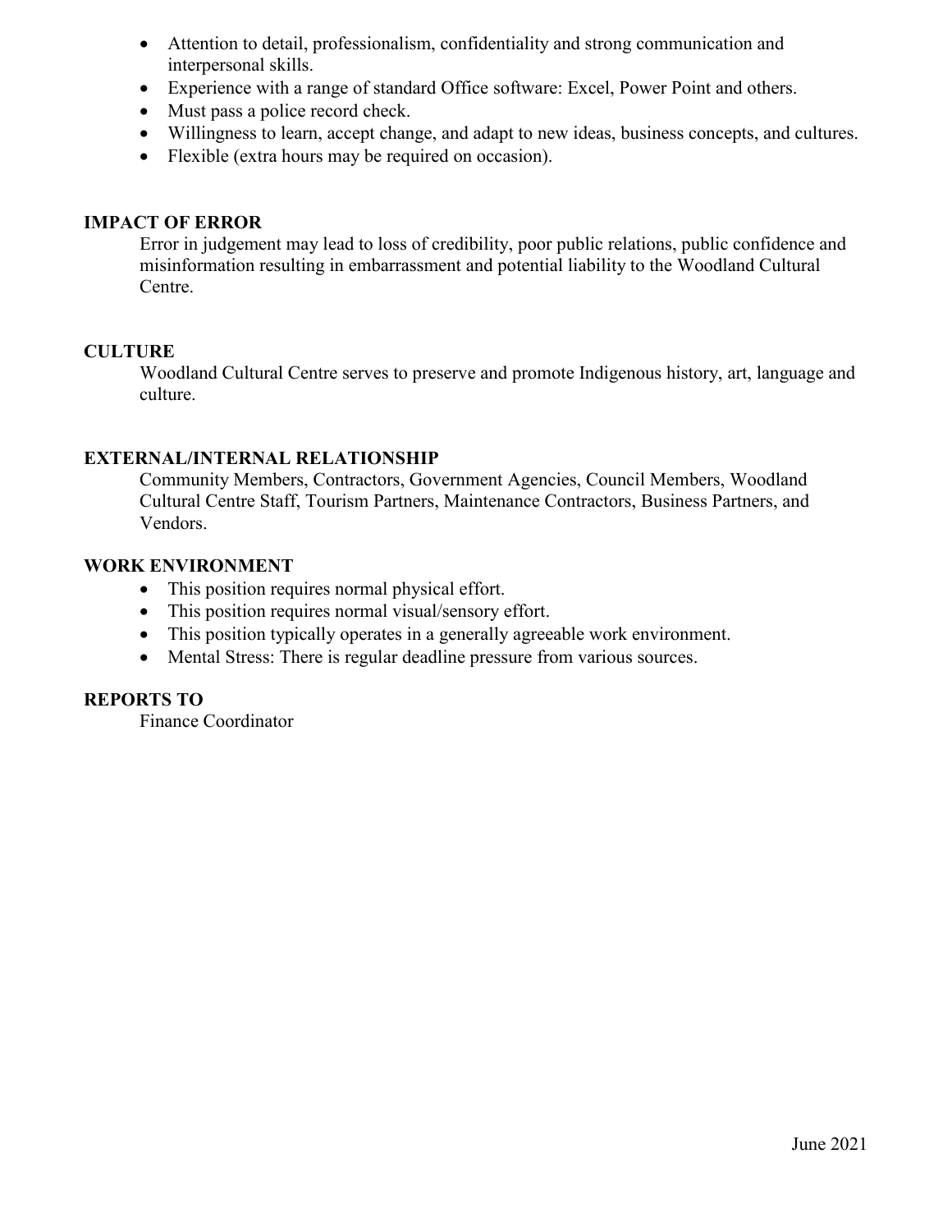- Attention to detail, professionalism, confidentiality and strong communication and interpersonal skills.
- Experience with a range of standard Office software: Excel, Power Point and others.
- Must pass a police record check.
- Willingness to learn, accept change, and adapt to new ideas, business concepts, and cultures.
- Flexible (extra hours may be required on occasion).

**IMPACT OF ERROR**

Error in judgement may lead to loss of credibility, poor public relations, public confidence and misinformation resulting in embarrassment and potential liability to the Woodland Cultural Centre.

**CULTURE**

Woodland Cultural Centre serves to preserve and promote Indigenous history, art, language and culture.

**EXTERNAL/INTERNAL RELATIONSHIP**

Community Members, Contractors, Government Agencies, Council Members, Woodland Cultural Centre Staff, Tourism Partners, Maintenance Contractors, Business Partners, and Vendors.

**WORK ENVIRONMENT**

- This position requires normal physical effort.
- This position requires normal visual/sensory effort.
- This position typically operates in a generally agreeable work environment.
- Mental Stress: There is regular deadline pressure from various sources.

**REPORTS TO**

Finance Coordinator

June 2021